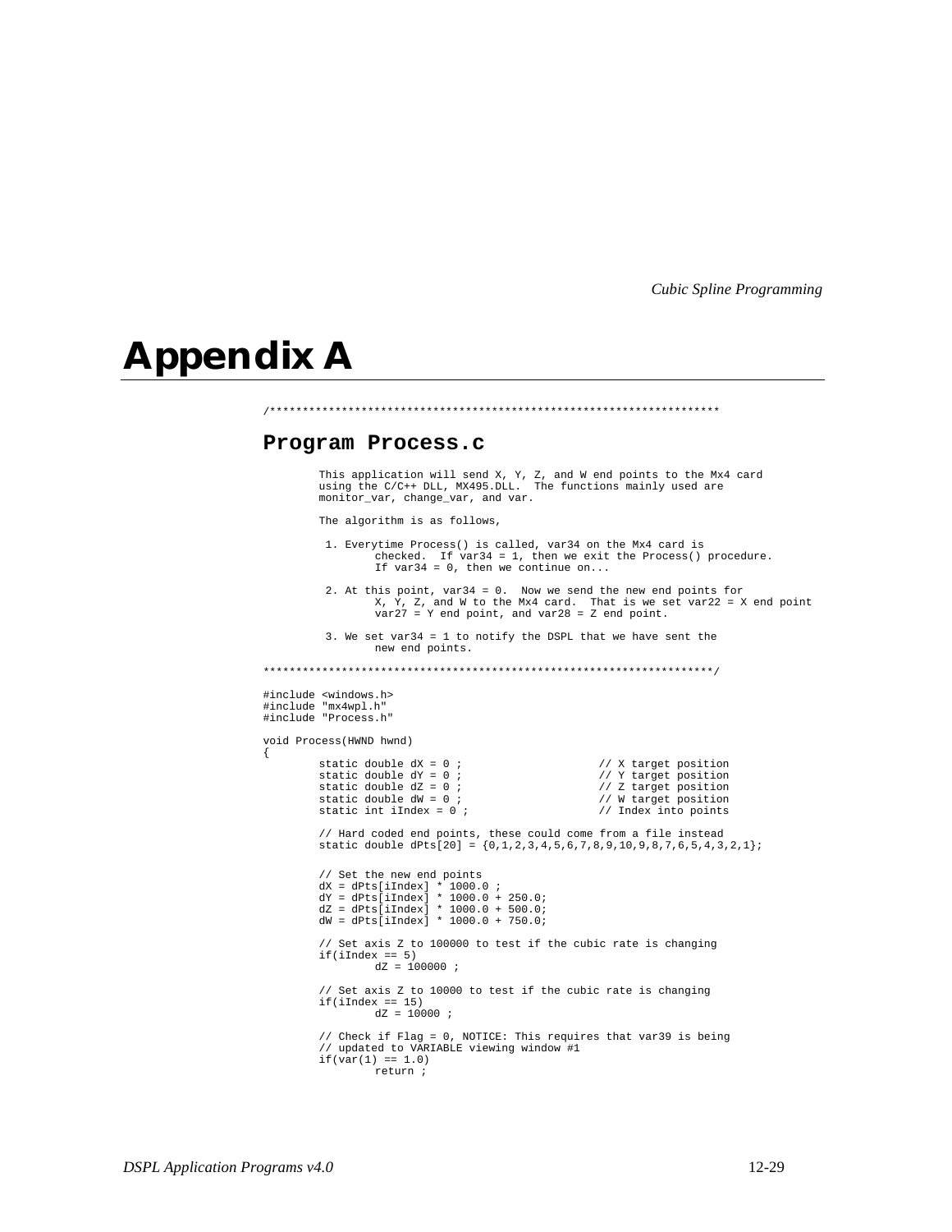# Appendix A

```
/********************************************************************

Program Process.c

        This application will send X, Y, Z, and W end points to the Mx4 card
        using the C/C++ DLL, MX495.DLL.  The functions mainly used are
        monitor_var, change_var, and var.

        The algorithm is as follows,

         1. Everytime Process() is called, var34 on the Mx4 card is
                checked.  If var34 = 1, then we exit the Process() procedure.
                If var34 = 0, then we continue on...

         2. At this point, var34 = 0.  Now we send the new end points for
                X, Y, Z, and W to the Mx4 card.  That is we set var22 = X end point
                var27 = Y end point, and var28 = Z end point.

         3. We set var34 = 1 to notify the DSPL that we have sent the
                new end points.

********************************************************************/

#include <windows.h>
#include "mx4wpl.h"
#include "Process.h"

void Process(HWND hwnd)
{
        static double dX = 0 ;                  // X target position
        static double dY = 0 ;                  // Y target position
        static double dZ = 0 ;                  // Z target position
        static double dW = 0 ;                  // W target position
        static int iIndex = 0 ;                 // Index into points

        // Hard coded end points, these could come from a file instead
        static double dPts[20] = {0,1,2,3,4,5,6,7,8,9,10,9,8,7,6,5,4,3,2,1};

        // Set the new end points
        dX = dPts[iIndex] * 1000.0 ;
        dY = dPts[iIndex] * 1000.0 + 250.0;
        dZ = dPts[iIndex] * 1000.0 + 500.0;
        dW = dPts[iIndex] * 1000.0 + 750.0;

        // Set axis Z to 100000 to test if the cubic rate is changing
        if(iIndex == 5)
                dZ = 100000 ;

        // Set axis Z to 10000 to test if the cubic rate is changing
        if(iIndex == 15)
                dZ = 10000 ;

        // Check if Flag = 0, NOTICE: This requires that var39 is being
        // updated to VARIABLE viewing window #1
        if(var(1) == 1.0)
                return ;
```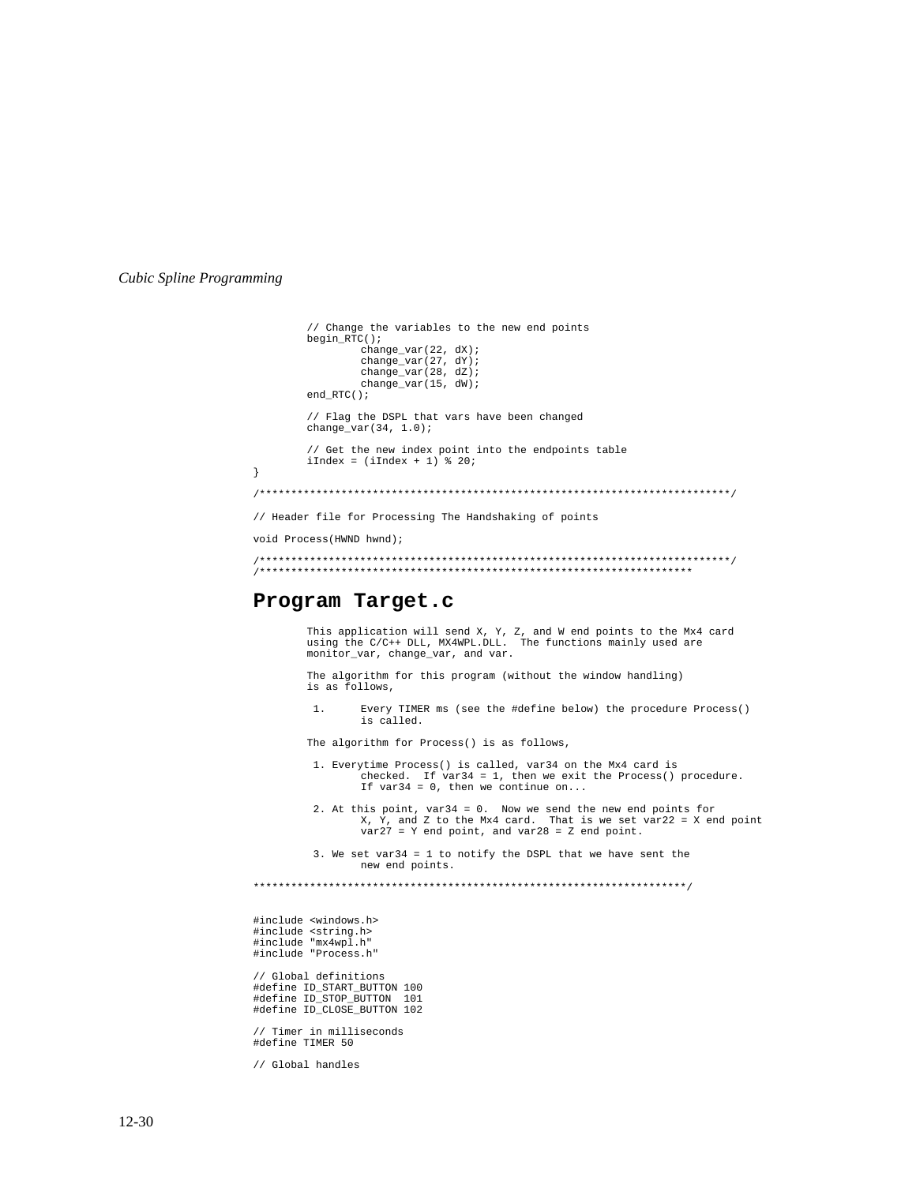```
        // Change the variables to the new end points
        begin_RTC();
                change_var(22, dX);
                change_var(27, dY);
                change_var(28, dZ);
                change_var(15, dW);
        end_RTC();

        // Flag the DSPL that vars have been changed
        change_var(34, 1.0);

        // Get the new index point into the endpoints table
        iIndex = (iIndex + 1) % 20;
}

/****************************************************************************/

// Header file for Processing The Handshaking of points

void Process(HWND hwnd);

/****************************************************************************/
/**********************************************************************
```

## Program Target.c

```
        This application will send X, Y, Z, and W end points to the Mx4 card
        using the C/C++ DLL, MX4WPL.DLL.  The functions mainly used are
        monitor_var, change_var, and var.

        The algorithm for this program (without the window handling)
        is as follows,

         1.      Every TIMER ms (see the #define below) the procedure Process()
                 is called.

        The algorithm for Process() is as follows,

         1. Everytime Process() is called, var34 on the Mx4 card is
                 checked.  If var34 = 1, then we exit the Process() procedure.
                 If var34 = 0, then we continue on...

         2. At this point, var34 = 0.  Now we send the new end points for
                 X, Y, and Z to the Mx4 card.  That is we set var22 = X end point
                 var27 = Y end point, and var28 = Z end point.

         3. We set var34 = 1 to notify the DSPL that we have sent the
                 new end points.

*********************************************************************/


#include <windows.h>
#include <string.h>
#include "mx4wpl.h"
#include "Process.h"

// Global definitions
#define ID_START_BUTTON 100
#define ID_STOP_BUTTON  101
#define ID_CLOSE_BUTTON 102

// Timer in milliseconds
#define TIMER 50

// Global handles
```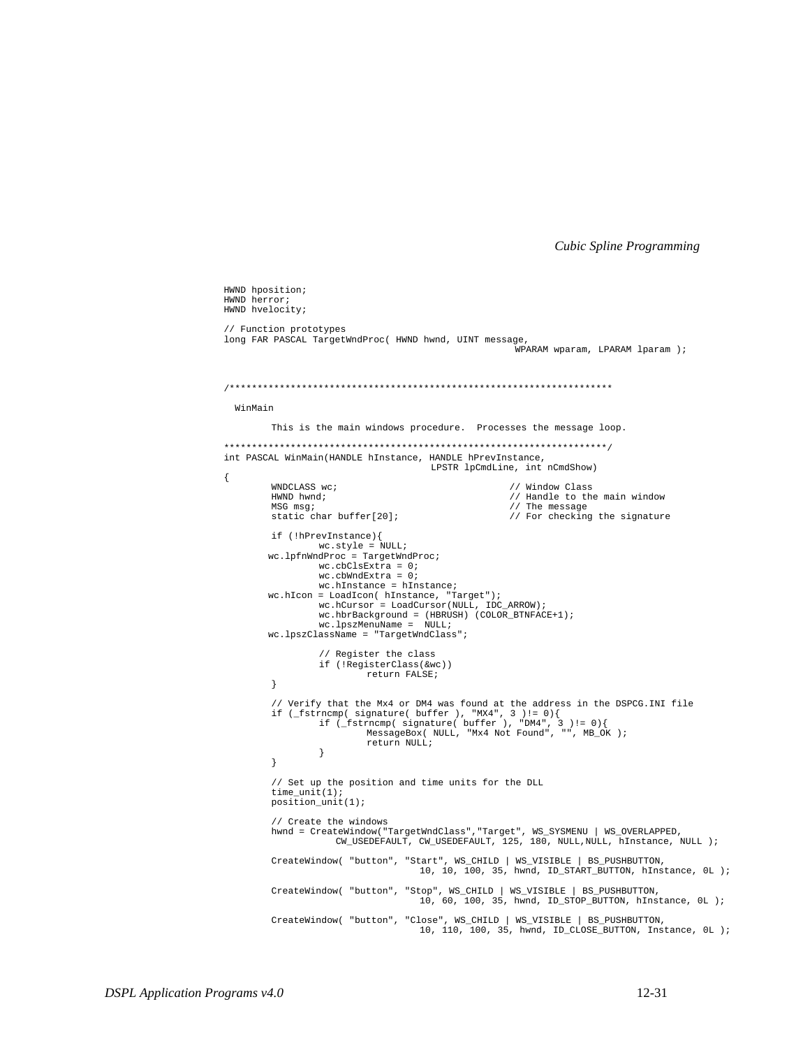```
HWND hposition;
HWND herror;
HWND hvelocity;

// Function prototypes
long FAR PASCAL TargetWndProc( HWND hwnd, UINT message,
                                                    WPARAM wparam, LPARAM lparam );



/*********************************************************************

  WinMain

        This is the main windows procedure.  Processes the message loop.

*********************************************************************/
int PASCAL WinMain(HANDLE hInstance, HANDLE hPrevInstance,
                                   LPSTR lpCmdLine, int nCmdShow)
{
        WNDCLASS wc;                                // Window Class
        HWND hwnd;                                  // Handle to the main window
        MSG msg;                                    // The message
        static char buffer[20];                     // For checking the signature

        if (!hPrevInstance){
                wc.style = NULL;
        wc.lpfnWndProc = TargetWndProc;
                wc.cbClsExtra = 0;
                wc.cbWndExtra = 0;
                wc.hInstance = hInstance;
        wc.hIcon = LoadIcon( hInstance, "Target");
                wc.hCursor = LoadCursor(NULL, IDC_ARROW);
                wc.hbrBackground = (HBRUSH) (COLOR_BTNFACE+1);
                wc.lpszMenuName =  NULL;
        wc.lpszClassName = "TargetWndClass";

                // Register the class
                if (!RegisterClass(&wc))
                        return FALSE;
        }

        // Verify that the Mx4 or DM4 was found at the address in the DSPCG.INI file
        if (_fstrncmp( signature( buffer ), "MX4", 3 )!= 0){
                if (_fstrncmp( signature( buffer ), "DM4", 3 )!= 0){
                        MessageBox( NULL, "Mx4 Not Found", "", MB_OK );
                        return NULL;
                }
        }

        // Set up the position and time units for the DLL
        time_unit(1);
        position_unit(1);

        // Create the windows
        hwnd = CreateWindow("TargetWndClass","Target", WS_SYSMENU | WS_OVERLAPPED,
                   CW_USEDEFAULT, CW_USEDEFAULT, 125, 180, NULL,NULL, hInstance, NULL );

        CreateWindow( "button", "Start", WS_CHILD | WS_VISIBLE | BS_PUSHBUTTON,
                                10, 10, 100, 35, hwnd, ID_START_BUTTON, hInstance, 0L );

        CreateWindow( "button", "Stop", WS_CHILD | WS_VISIBLE | BS_PUSHBUTTON,
                                10, 60, 100, 35, hwnd, ID_STOP_BUTTON, hInstance, 0L );

        CreateWindow( "button", "Close", WS_CHILD | WS_VISIBLE | BS_PUSHBUTTON,
                                10, 110, 100, 35, hwnd, ID_CLOSE_BUTTON, Instance, 0L );
```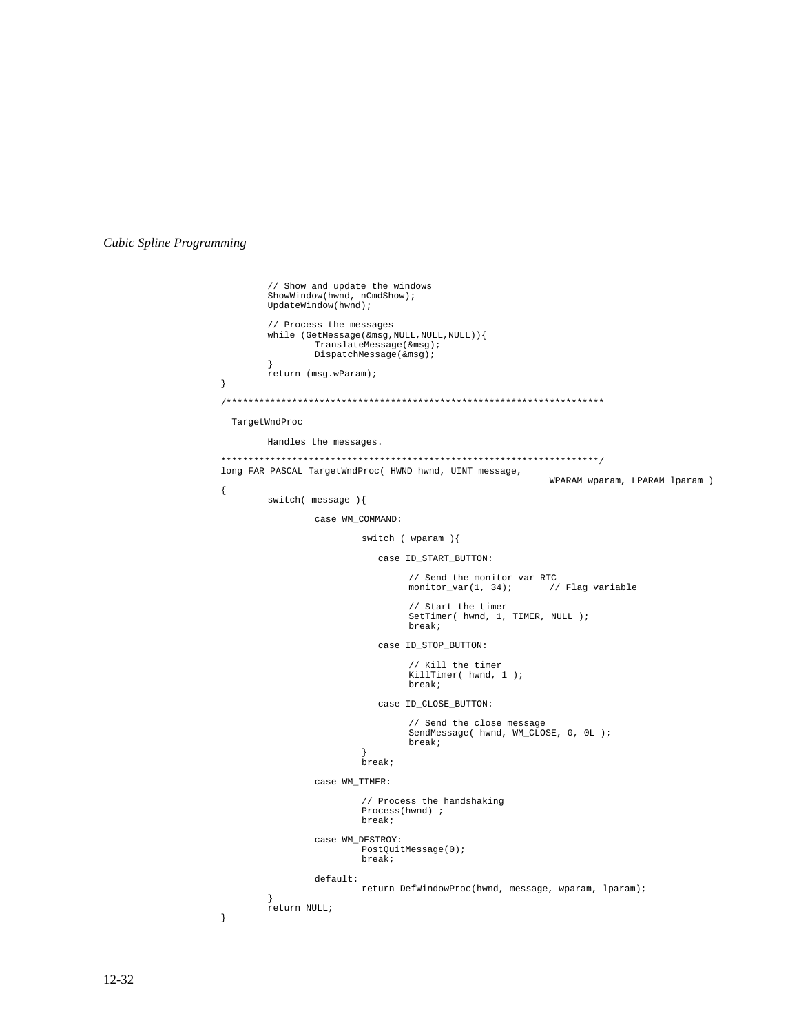```
        // Show and update the windows
        ShowWindow(hwnd, nCmdShow);
        UpdateWindow(hwnd);

        // Process the messages
        while (GetMessage(&msg,NULL,NULL,NULL)){
                TranslateMessage(&msg);
                DispatchMessage(&msg);
        }
        return (msg.wParam);
}

/*********************************************************************

  TargetWndProc

        Handles the messages.

*********************************************************************/
long FAR PASCAL TargetWndProc( HWND hwnd, UINT message,
                                                        WPARAM wparam, LPARAM lparam )
{
        switch( message ){

                case WM_COMMAND:

                        switch ( wparam ){

                           case ID_START_BUTTON:

                                 // Send the monitor var RTC
                                 monitor_var(1, 34);       // Flag variable

                                 // Start the timer
                                 SetTimer( hwnd, 1, TIMER, NULL );
                                 break;

                           case ID_STOP_BUTTON:

                                 // Kill the timer
                                 KillTimer( hwnd, 1 );
                                 break;

                           case ID_CLOSE_BUTTON:

                                 // Send the close message
                                 SendMessage( hwnd, WM_CLOSE, 0, 0L );
                                 break;
                        }
                        break;

                case WM_TIMER:

                        // Process the handshaking
                        Process(hwnd) ;
                        break;

                case WM_DESTROY:
                        PostQuitMessage(0);
                        break;

                default:
                        return DefWindowProc(hwnd, message, wparam, lparam);
        }
        return NULL;
}
```